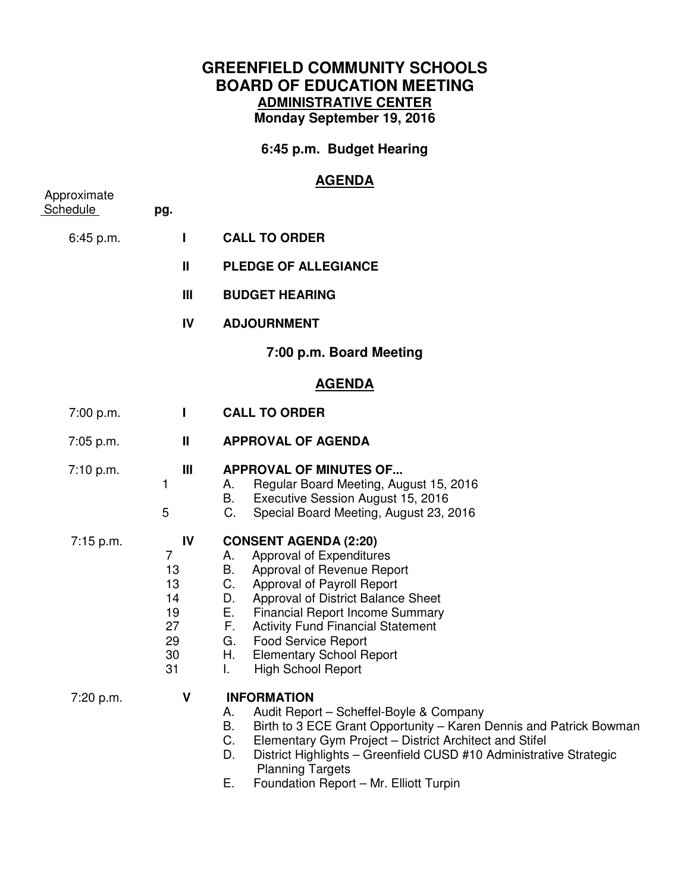# GREENFIELD COMMUNITY SCHOOLS
# BOARD OF EDUCATION MEETING
## ADMINISTRATIVE CENTER
**Monday September 19, 2016**

### 6:45 p.m. Budget Hearing

## AGENDA

| Approximate Schedule | pg. | | |
|---|---|---|---|
| 6:45 p.m. | | I | **CALL TO ORDER** |
| | | II | **PLEDGE OF ALLEGIANCE** |
| | | III | **BUDGET HEARING** |
| | | IV | **ADJOURNMENT** |

### 7:00 p.m. Board Meeting

## AGENDA

| Approximate Schedule | pg. | | |
|---|---|---|---|
| 7:00 p.m. | | I | **CALL TO ORDER** |
| 7:05 p.m. | | II | **APPROVAL OF AGENDA** |
| 7:10 p.m. | | III | **APPROVAL OF MINUTES OF...** |
| | 1 | | A. Regular Board Meeting, August 15, 2016 |
| | | | B. Executive Session August 15, 2016 |
| | 5 | | C. Special Board Meeting, August 23, 2016 |
| 7:15 p.m. | | IV | **CONSENT AGENDA (2:20)** |
| | 7 | | A. Approval of Expenditures |
| | 13 | | B. Approval of Revenue Report |
| | 13 | | C. Approval of Payroll Report |
| | 14 | | D. Approval of District Balance Sheet |
| | 19 | | E. Financial Report Income Summary |
| | 27 | | F. Activity Fund Financial Statement |
| | 29 | | G. Food Service Report |
| | 30 | | H. Elementary School Report |
| | 31 | | I. High School Report |
| 7:20 p.m. | | V | **INFORMATION** |
| | | | A. Audit Report – Scheffel-Boyle & Company |
| | | | B. Birth to 3 ECE Grant Opportunity – Karen Dennis and Patrick Bowman |
| | | | C. Elementary Gym Project – District Architect and Stifel |
| | | | D. District Highlights – Greenfield CUSD #10 Administrative Strategic Planning Targets |
| | | | E. Foundation Report – Mr. Elliott Turpin |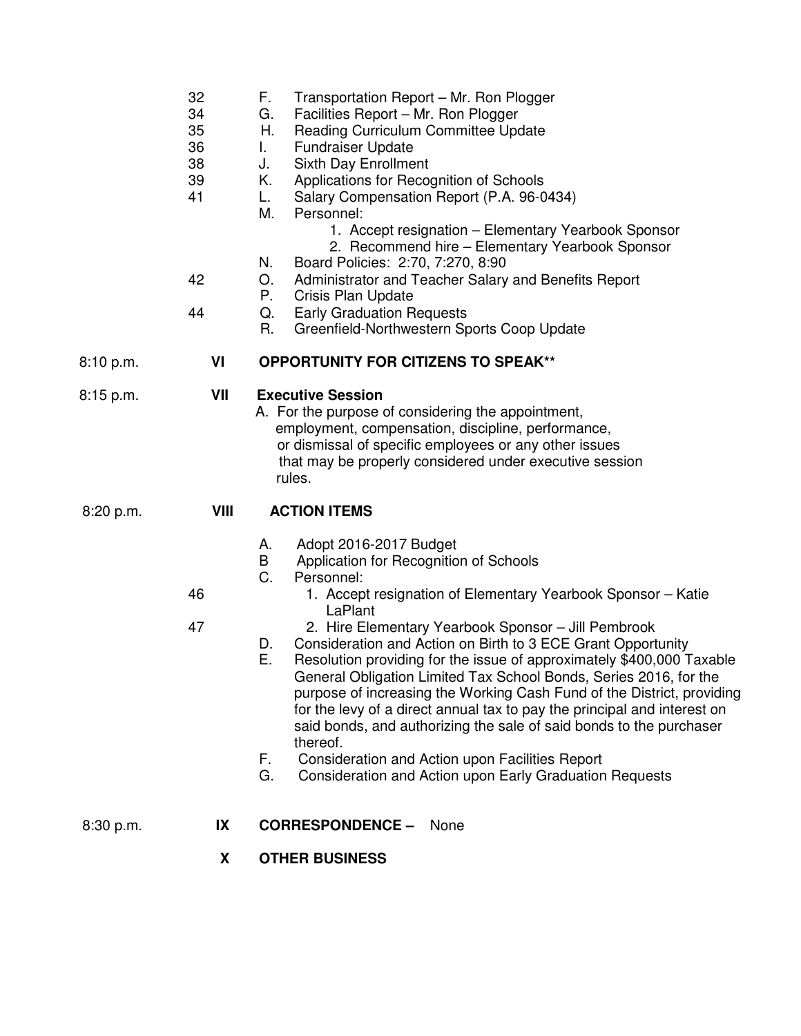| | | |
|---|---|---|
| | 32 | F. Transportation Report – Mr. Ron Plogger |
| | 34 | G. Facilities Report – Mr. Ron Plogger |
| | 35 | H. Reading Curriculum Committee Update |
| | 36 | I. Fundraiser Update |
| | 38 | J. Sixth Day Enrollment |
| | 39 | K. Applications for Recognition of Schools |
| | 41 | L. Salary Compensation Report (P.A. 96-0434) |
| | | M. Personnel: 1. Accept resignation – Elementary Yearbook Sponsor 2. Recommend hire – Elementary Yearbook Sponsor |
| | | N. Board Policies: 2:70, 7:270, 8:90 |
| | 42 | O. Administrator and Teacher Salary and Benefits Report |
| | | P. Crisis Plan Update |
| | 44 | Q. Early Graduation Requests |
| | | R. Greenfield-Northwestern Sports Coop Update |

8:10 p.m. **VI** **OPPORTUNITY FOR CITIZENS TO SPEAK****

8:15 p.m. **VII** **Executive Session**

A. For the purpose of considering the appointment, employment, compensation, discipline, performance, or dismissal of specific employees or any other issues that may be properly considered under executive session rules.

8:20 p.m. **VIII** **ACTION ITEMS**

A. Adopt 2016-2017 Budget

B Application for Recognition of Schools

C. Personnel:

46 — 1. Accept resignation of Elementary Yearbook Sponsor – Katie LaPlant

47 — 2. Hire Elementary Yearbook Sponsor – Jill Pembrook

D. Consideration and Action on Birth to 3 ECE Grant Opportunity

E. Resolution providing for the issue of approximately $400,000 Taxable General Obligation Limited Tax School Bonds, Series 2016, for the purpose of increasing the Working Cash Fund of the District, providing for the levy of a direct annual tax to pay the principal and interest on said bonds, and authorizing the sale of said bonds to the purchaser thereof.

F. Consideration and Action upon Facilities Report

G. Consideration and Action upon Early Graduation Requests

8:30 p.m. **IX** **CORRESPONDENCE –** None

**X** **OTHER BUSINESS**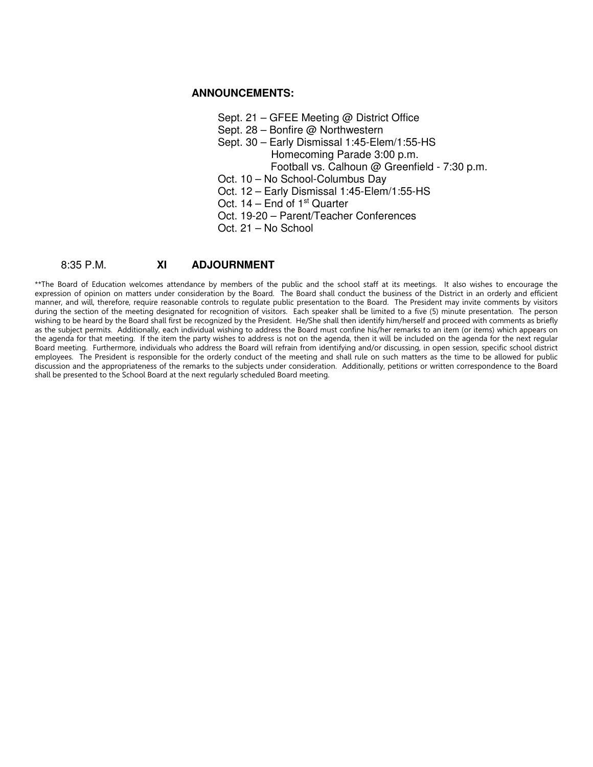**ANNOUNCEMENTS:**

Sept. 21 – GFEE Meeting @ District Office
Sept. 28 – Bonfire @ Northwestern
Sept. 30 – Early Dismissal 1:45-Elem/1:55-HS
Homecoming Parade 3:00 p.m.
Football vs. Calhoun @ Greenfield - 7:30 p.m.
Oct. 10 – No School-Columbus Day
Oct. 12 – Early Dismissal 1:45-Elem/1:55-HS
Oct. 14 – End of 1st Quarter
Oct. 19-20 – Parent/Teacher Conferences
Oct. 21 – No School

8:35 P.M. **XI ADJOURNMENT**

**The Board of Education welcomes attendance by members of the public and the school staff at its meetings. It also wishes to encourage the expression of opinion on matters under consideration by the Board. The Board shall conduct the business of the District in an orderly and efficient manner, and will, therefore, require reasonable controls to regulate public presentation to the Board. The President may invite comments by visitors during the section of the meeting designated for recognition of visitors. Each speaker shall be limited to a five (5) minute presentation. The person wishing to be heard by the Board shall first be recognized by the President. He/She shall then identify him/herself and proceed with comments as briefly as the subject permits. Additionally, each individual wishing to address the Board must confine his/her remarks to an item (or items) which appears on the agenda for that meeting. If the item the party wishes to address is not on the agenda, then it will be included on the agenda for the next regular Board meeting. Furthermore, individuals who address the Board will refrain from identifying and/or discussing, in open session, specific school district employees. The President is responsible for the orderly conduct of the meeting and shall rule on such matters as the time to be allowed for public discussion and the appropriateness of the remarks to the subjects under consideration. Additionally, petitions or written correspondence to the Board shall be presented to the School Board at the next regularly scheduled Board meeting.